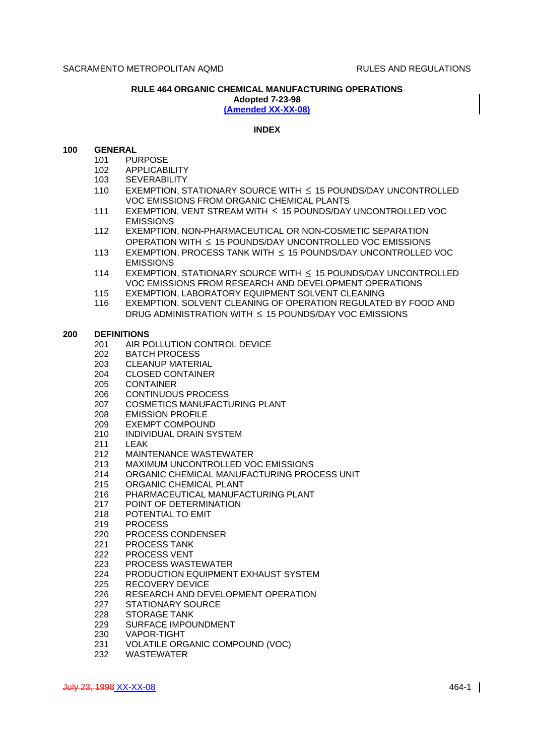**RULE 464 ORGANIC CHEMICAL MANUFACTURING OPERATIONS**
**Adopted 7-23-98**
**(Amended XX-XX-08)**

**INDEX**

**100 GENERAL**

- 101 PURPOSE
- 102 APPLICABILITY
- 103 SEVERABILITY
- 110 EXEMPTION, STATIONARY SOURCE WITH ≤ 15 POUNDS/DAY UNCONTROLLED VOC EMISSIONS FROM ORGANIC CHEMICAL PLANTS
- 111 EXEMPTION, VENT STREAM WITH ≤ 15 POUNDS/DAY UNCONTROLLED VOC EMISSIONS
- 112 EXEMPTION, NON-PHARMACEUTICAL OR NON-COSMETIC SEPARATION OPERATION WITH ≤ 15 POUNDS/DAY UNCONTROLLED VOC EMISSIONS
- 113 EXEMPTION, PROCESS TANK WITH ≤ 15 POUNDS/DAY UNCONTROLLED VOC EMISSIONS
- 114 EXEMPTION, STATIONARY SOURCE WITH ≤ 15 POUNDS/DAY UNCONTROLLED VOC EMISSIONS FROM RESEARCH AND DEVELOPMENT OPERATIONS
- 115 EXEMPTION, LABORATORY EQUIPMENT SOLVENT CLEANING
- 116 EXEMPTION, SOLVENT CLEANING OF OPERATION REGULATED BY FOOD AND DRUG ADMINISTRATION WITH ≤ 15 POUNDS/DAY VOC EMISSIONS

**200 DEFINITIONS**

- 201 AIR POLLUTION CONTROL DEVICE
- 202 BATCH PROCESS
- 203 CLEANUP MATERIAL
- 204 CLOSED CONTAINER
- 205 CONTAINER
- 206 CONTINUOUS PROCESS
- 207 COSMETICS MANUFACTURING PLANT
- 208 EMISSION PROFILE
- 209 EXEMPT COMPOUND
- 210 INDIVIDUAL DRAIN SYSTEM
- 211 LEAK
- 212 MAINTENANCE WASTEWATER
- 213 MAXIMUM UNCONTROLLED VOC EMISSIONS
- 214 ORGANIC CHEMICAL MANUFACTURING PROCESS UNIT
- 215 ORGANIC CHEMICAL PLANT
- 216 PHARMACEUTICAL MANUFACTURING PLANT
- 217 POINT OF DETERMINATION
- 218 POTENTIAL TO EMIT
- 219 PROCESS
- 220 PROCESS CONDENSER
- 221 PROCESS TANK
- 222 PROCESS VENT
- 223 PROCESS WASTEWATER
- 224 PRODUCTION EQUIPMENT EXHAUST SYSTEM
- 225 RECOVERY DEVICE
- 226 RESEARCH AND DEVELOPMENT OPERATION
- 227 STATIONARY SOURCE
- 228 STORAGE TANK
- 229 SURFACE IMPOUNDMENT
- 230 VAPOR-TIGHT
- 231 VOLATILE ORGANIC COMPOUND (VOC)
- 232 WASTEWATER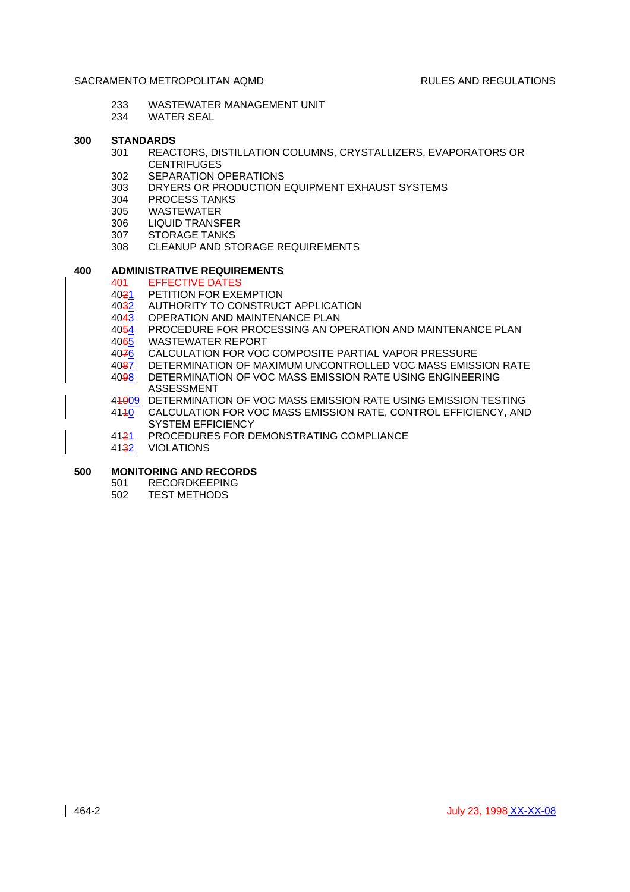233 WASTEWATER MANAGEMENT UNIT
234 WATER SEAL

**300 STANDARDS**

301 REACTORS, DISTILLATION COLUMNS, CRYSTALLIZERS, EVAPORATORS OR CENTRIFUGES
302 SEPARATION OPERATIONS
303 DRYERS OR PRODUCTION EQUIPMENT EXHAUST SYSTEMS
304 PROCESS TANKS
305 WASTEWATER
306 LIQUID TRANSFER
307 STORAGE TANKS
308 CLEANUP AND STORAGE REQUIREMENTS

**400 ADMINISTRATIVE REQUIREMENTS**

~~401 EFFECTIVE DATES~~
40~~2~~1 PETITION FOR EXEMPTION
40~~3~~2 AUTHORITY TO CONSTRUCT APPLICATION
40~~4~~3 OPERATION AND MAINTENANCE PLAN
40~~5~~4 PROCEDURE FOR PROCESSING AN OPERATION AND MAINTENANCE PLAN
40~~6~~5 WASTEWATER REPORT
40~~7~~6 CALCULATION FOR VOC COMPOSITE PARTIAL VAPOR PRESSURE
40~~8~~7 DETERMINATION OF MAXIMUM UNCONTROLLED VOC MASS EMISSION RATE
40~~9~~8 DETERMINATION OF VOC MASS EMISSION RATE USING ENGINEERING ASSESSMENT
4~~10~~09 DETERMINATION OF VOC MASS EMISSION RATE USING EMISSION TESTING
41~~1~~0 CALCULATION FOR VOC MASS EMISSION RATE, CONTROL EFFICIENCY, AND SYSTEM EFFICIENCY
41~~2~~1 PROCEDURES FOR DEMONSTRATING COMPLIANCE
41~~3~~2 VIOLATIONS

**500 MONITORING AND RECORDS**

501 RECORDKEEPING
502 TEST METHODS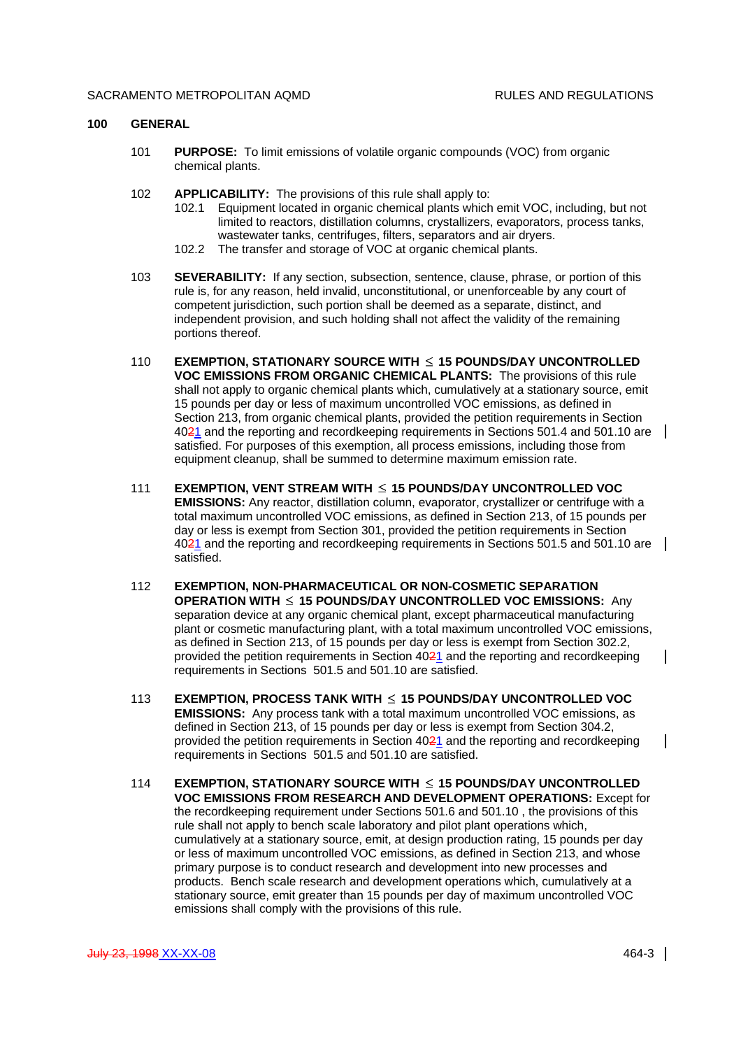## 100 GENERAL

101 **PURPOSE:** To limit emissions of volatile organic compounds (VOC) from organic chemical plants.

102 **APPLICABILITY:** The provisions of this rule shall apply to:

- 102.1 Equipment located in organic chemical plants which emit VOC, including, but not limited to reactors, distillation columns, crystallizers, evaporators, process tanks, wastewater tanks, centrifuges, filters, separators and air dryers.
- 102.2 The transfer and storage of VOC at organic chemical plants.

103 **SEVERABILITY:** If any section, subsection, sentence, clause, phrase, or portion of this rule is, for any reason, held invalid, unconstitutional, or unenforceable by any court of competent jurisdiction, such portion shall be deemed as a separate, distinct, and independent provision, and such holding shall not affect the validity of the remaining portions thereof.

110 **EXEMPTION, STATIONARY SOURCE WITH ≤ 15 POUNDS/DAY UNCONTROLLED VOC EMISSIONS FROM ORGANIC CHEMICAL PLANTS:** The provisions of this rule shall not apply to organic chemical plants which, cumulatively at a stationary source, emit 15 pounds per day or less of maximum uncontrolled VOC emissions, as defined in Section 213, from organic chemical plants, provided the petition requirements in Section 40~~2~~1 and the reporting and recordkeeping requirements in Sections 501.4 and 501.10 are satisfied. For purposes of this exemption, all process emissions, including those from equipment cleanup, shall be summed to determine maximum emission rate.

111 **EXEMPTION, VENT STREAM WITH ≤ 15 POUNDS/DAY UNCONTROLLED VOC EMISSIONS:** Any reactor, distillation column, evaporator, crystallizer or centrifuge with a total maximum uncontrolled VOC emissions, as defined in Section 213, of 15 pounds per day or less is exempt from Section 301, provided the petition requirements in Section 40~~2~~1 and the reporting and recordkeeping requirements in Sections 501.5 and 501.10 are satisfied.

112 **EXEMPTION, NON-PHARMACEUTICAL OR NON-COSMETIC SEPARATION OPERATION WITH ≤ 15 POUNDS/DAY UNCONTROLLED VOC EMISSIONS:** Any separation device at any organic chemical plant, except pharmaceutical manufacturing plant or cosmetic manufacturing plant, with a total maximum uncontrolled VOC emissions, as defined in Section 213, of 15 pounds per day or less is exempt from Section 302.2, provided the petition requirements in Section 40~~2~~1 and the reporting and recordkeeping requirements in Sections 501.5 and 501.10 are satisfied.

113 **EXEMPTION, PROCESS TANK WITH ≤ 15 POUNDS/DAY UNCONTROLLED VOC EMISSIONS:** Any process tank with a total maximum uncontrolled VOC emissions, as defined in Section 213, of 15 pounds per day or less is exempt from Section 304.2, provided the petition requirements in Section 40~~2~~1 and the reporting and recordkeeping requirements in Sections 501.5 and 501.10 are satisfied.

114 **EXEMPTION, STATIONARY SOURCE WITH ≤ 15 POUNDS/DAY UNCONTROLLED VOC EMISSIONS FROM RESEARCH AND DEVELOPMENT OPERATIONS:** Except for the recordkeeping requirement under Sections 501.6 and 501.10 , the provisions of this rule shall not apply to bench scale laboratory and pilot plant operations which, cumulatively at a stationary source, emit, at design production rating, 15 pounds per day or less of maximum uncontrolled VOC emissions, as defined in Section 213, and whose primary purpose is to conduct research and development into new processes and products. Bench scale research and development operations which, cumulatively at a stationary source, emit greater than 15 pounds per day of maximum uncontrolled VOC emissions shall comply with the provisions of this rule.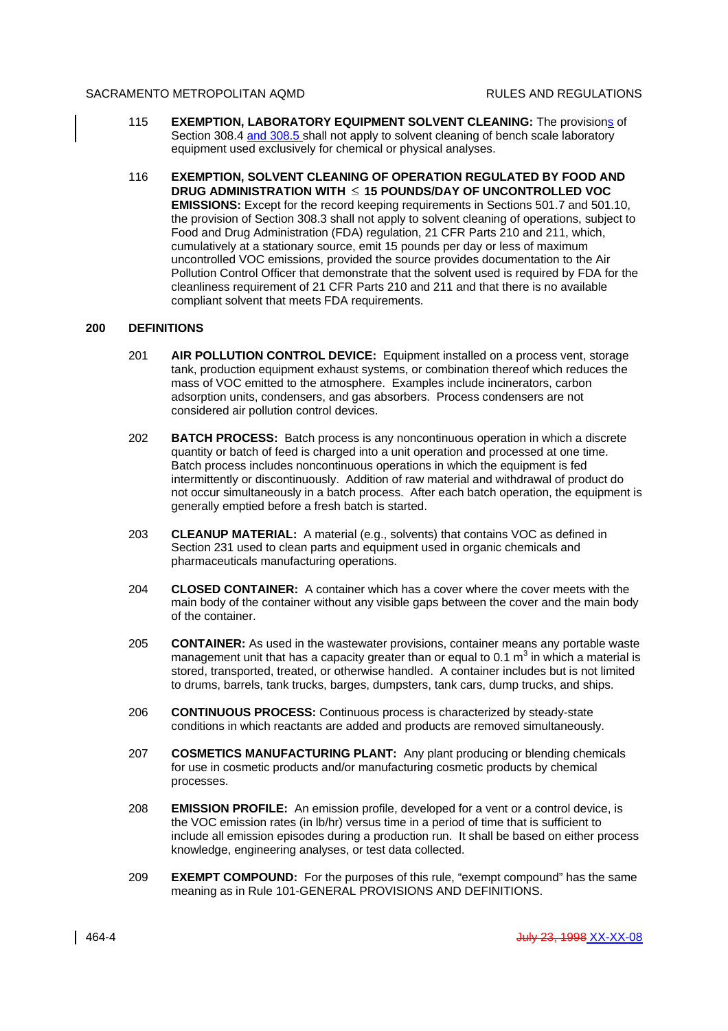115 **EXEMPTION, LABORATORY EQUIPMENT SOLVENT CLEANING:** The provisions of Section 308.4 and 308.5 shall not apply to solvent cleaning of bench scale laboratory equipment used exclusively for chemical or physical analyses.

116 **EXEMPTION, SOLVENT CLEANING OF OPERATION REGULATED BY FOOD AND DRUG ADMINISTRATION WITH ≤ 15 POUNDS/DAY OF UNCONTROLLED VOC EMISSIONS:** Except for the record keeping requirements in Sections 501.7 and 501.10, the provision of Section 308.3 shall not apply to solvent cleaning of operations, subject to Food and Drug Administration (FDA) regulation, 21 CFR Parts 210 and 211, which, cumulatively at a stationary source, emit 15 pounds per day or less of maximum uncontrolled VOC emissions, provided the source provides documentation to the Air Pollution Control Officer that demonstrate that the solvent used is required by FDA for the cleanliness requirement of 21 CFR Parts 210 and 211 and that there is no available compliant solvent that meets FDA requirements.

## 200 DEFINITIONS

201 **AIR POLLUTION CONTROL DEVICE:** Equipment installed on a process vent, storage tank, production equipment exhaust systems, or combination thereof which reduces the mass of VOC emitted to the atmosphere. Examples include incinerators, carbon adsorption units, condensers, and gas absorbers. Process condensers are not considered air pollution control devices.

202 **BATCH PROCESS:** Batch process is any noncontinuous operation in which a discrete quantity or batch of feed is charged into a unit operation and processed at one time. Batch process includes noncontinuous operations in which the equipment is fed intermittently or discontinuously. Addition of raw material and withdrawal of product do not occur simultaneously in a batch process. After each batch operation, the equipment is generally emptied before a fresh batch is started.

203 **CLEANUP MATERIAL:** A material (e.g., solvents) that contains VOC as defined in Section 231 used to clean parts and equipment used in organic chemicals and pharmaceuticals manufacturing operations.

204 **CLOSED CONTAINER:** A container which has a cover where the cover meets with the main body of the container without any visible gaps between the cover and the main body of the container.

205 **CONTAINER:** As used in the wastewater provisions, container means any portable waste management unit that has a capacity greater than or equal to 0.1 $m^3$ in which a material is stored, transported, treated, or otherwise handled. A container includes but is not limited to drums, barrels, tank trucks, barges, dumpsters, tank cars, dump trucks, and ships.

206 **CONTINUOUS PROCESS:** Continuous process is characterized by steady-state conditions in which reactants are added and products are removed simultaneously.

207 **COSMETICS MANUFACTURING PLANT:** Any plant producing or blending chemicals for use in cosmetic products and/or manufacturing cosmetic products by chemical processes.

208 **EMISSION PROFILE:** An emission profile, developed for a vent or a control device, is the VOC emission rates (in lb/hr) versus time in a period of time that is sufficient to include all emission episodes during a production run. It shall be based on either process knowledge, engineering analyses, or test data collected.

209 **EXEMPT COMPOUND:** For the purposes of this rule, "exempt compound" has the same meaning as in Rule 101-GENERAL PROVISIONS AND DEFINITIONS.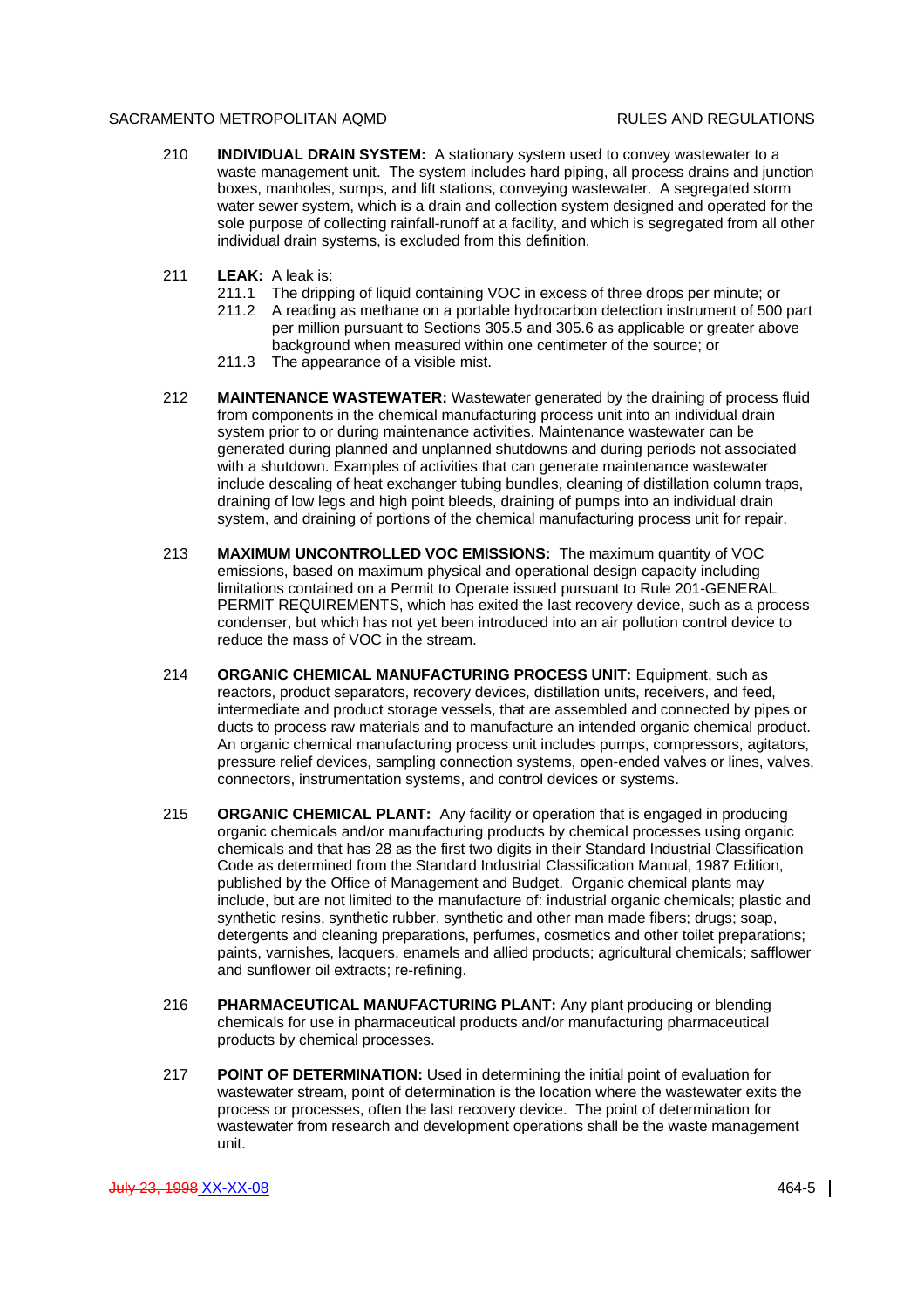210 **INDIVIDUAL DRAIN SYSTEM:** A stationary system used to convey wastewater to a waste management unit. The system includes hard piping, all process drains and junction boxes, manholes, sumps, and lift stations, conveying wastewater. A segregated storm water sewer system, which is a drain and collection system designed and operated for the sole purpose of collecting rainfall-runoff at a facility, and which is segregated from all other individual drain systems, is excluded from this definition.

211 **LEAK:** A leak is:

211.1 The dripping of liquid containing VOC in excess of three drops per minute; or

211.2 A reading as methane on a portable hydrocarbon detection instrument of 500 part per million pursuant to Sections 305.5 and 305.6 as applicable or greater above background when measured within one centimeter of the source; or

211.3 The appearance of a visible mist.

212 **MAINTENANCE WASTEWATER:** Wastewater generated by the draining of process fluid from components in the chemical manufacturing process unit into an individual drain system prior to or during maintenance activities. Maintenance wastewater can be generated during planned and unplanned shutdowns and during periods not associated with a shutdown. Examples of activities that can generate maintenance wastewater include descaling of heat exchanger tubing bundles, cleaning of distillation column traps, draining of low legs and high point bleeds, draining of pumps into an individual drain system, and draining of portions of the chemical manufacturing process unit for repair.

213 **MAXIMUM UNCONTROLLED VOC EMISSIONS:** The maximum quantity of VOC emissions, based on maximum physical and operational design capacity including limitations contained on a Permit to Operate issued pursuant to Rule 201-GENERAL PERMIT REQUIREMENTS, which has exited the last recovery device, such as a process condenser, but which has not yet been introduced into an air pollution control device to reduce the mass of VOC in the stream.

214 **ORGANIC CHEMICAL MANUFACTURING PROCESS UNIT:** Equipment, such as reactors, product separators, recovery devices, distillation units, receivers, and feed, intermediate and product storage vessels, that are assembled and connected by pipes or ducts to process raw materials and to manufacture an intended organic chemical product. An organic chemical manufacturing process unit includes pumps, compressors, agitators, pressure relief devices, sampling connection systems, open-ended valves or lines, valves, connectors, instrumentation systems, and control devices or systems.

215 **ORGANIC CHEMICAL PLANT:** Any facility or operation that is engaged in producing organic chemicals and/or manufacturing products by chemical processes using organic chemicals and that has 28 as the first two digits in their Standard Industrial Classification Code as determined from the Standard Industrial Classification Manual, 1987 Edition, published by the Office of Management and Budget. Organic chemical plants may include, but are not limited to the manufacture of: industrial organic chemicals; plastic and synthetic resins, synthetic rubber, synthetic and other man made fibers; drugs; soap, detergents and cleaning preparations, perfumes, cosmetics and other toilet preparations; paints, varnishes, lacquers, enamels and allied products; agricultural chemicals; safflower and sunflower oil extracts; re-refining.

216 **PHARMACEUTICAL MANUFACTURING PLANT:** Any plant producing or blending chemicals for use in pharmaceutical products and/or manufacturing pharmaceutical products by chemical processes.

217 **POINT OF DETERMINATION:** Used in determining the initial point of evaluation for wastewater stream, point of determination is the location where the wastewater exits the process or processes, often the last recovery device. The point of determination for wastewater from research and development operations shall be the waste management unit.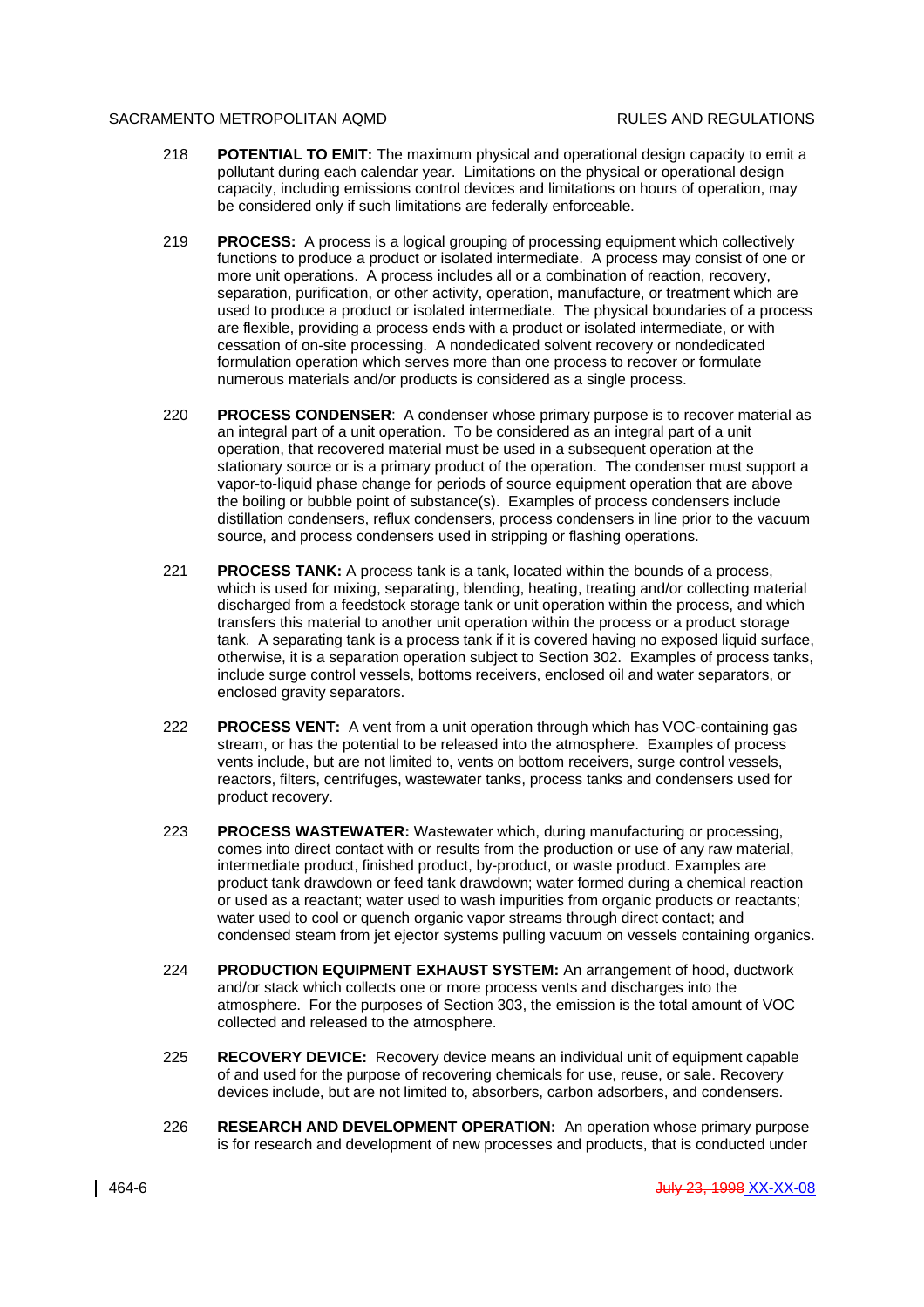218 **POTENTIAL TO EMIT:** The maximum physical and operational design capacity to emit a pollutant during each calendar year. Limitations on the physical or operational design capacity, including emissions control devices and limitations on hours of operation, may be considered only if such limitations are federally enforceable.

219 **PROCESS:** A process is a logical grouping of processing equipment which collectively functions to produce a product or isolated intermediate. A process may consist of one or more unit operations. A process includes all or a combination of reaction, recovery, separation, purification, or other activity, operation, manufacture, or treatment which are used to produce a product or isolated intermediate. The physical boundaries of a process are flexible, providing a process ends with a product or isolated intermediate, or with cessation of on-site processing. A nondedicated solvent recovery or nondedicated formulation operation which serves more than one process to recover or formulate numerous materials and/or products is considered as a single process.

220 **PROCESS CONDENSER**: A condenser whose primary purpose is to recover material as an integral part of a unit operation. To be considered as an integral part of a unit operation, that recovered material must be used in a subsequent operation at the stationary source or is a primary product of the operation. The condenser must support a vapor-to-liquid phase change for periods of source equipment operation that are above the boiling or bubble point of substance(s). Examples of process condensers include distillation condensers, reflux condensers, process condensers in line prior to the vacuum source, and process condensers used in stripping or flashing operations.

221 **PROCESS TANK:** A process tank is a tank, located within the bounds of a process, which is used for mixing, separating, blending, heating, treating and/or collecting material discharged from a feedstock storage tank or unit operation within the process, and which transfers this material to another unit operation within the process or a product storage tank. A separating tank is a process tank if it is covered having no exposed liquid surface, otherwise, it is a separation operation subject to Section 302. Examples of process tanks, include surge control vessels, bottoms receivers, enclosed oil and water separators, or enclosed gravity separators.

222 **PROCESS VENT:** A vent from a unit operation through which has VOC-containing gas stream, or has the potential to be released into the atmosphere. Examples of process vents include, but are not limited to, vents on bottom receivers, surge control vessels, reactors, filters, centrifuges, wastewater tanks, process tanks and condensers used for product recovery.

223 **PROCESS WASTEWATER:** Wastewater which, during manufacturing or processing, comes into direct contact with or results from the production or use of any raw material, intermediate product, finished product, by-product, or waste product. Examples are product tank drawdown or feed tank drawdown; water formed during a chemical reaction or used as a reactant; water used to wash impurities from organic products or reactants; water used to cool or quench organic vapor streams through direct contact; and condensed steam from jet ejector systems pulling vacuum on vessels containing organics.

224 **PRODUCTION EQUIPMENT EXHAUST SYSTEM:** An arrangement of hood, ductwork and/or stack which collects one or more process vents and discharges into the atmosphere. For the purposes of Section 303, the emission is the total amount of VOC collected and released to the atmosphere.

225 **RECOVERY DEVICE:** Recovery device means an individual unit of equipment capable of and used for the purpose of recovering chemicals for use, reuse, or sale. Recovery devices include, but are not limited to, absorbers, carbon adsorbers, and condensers.

226 **RESEARCH AND DEVELOPMENT OPERATION:** An operation whose primary purpose is for research and development of new processes and products, that is conducted under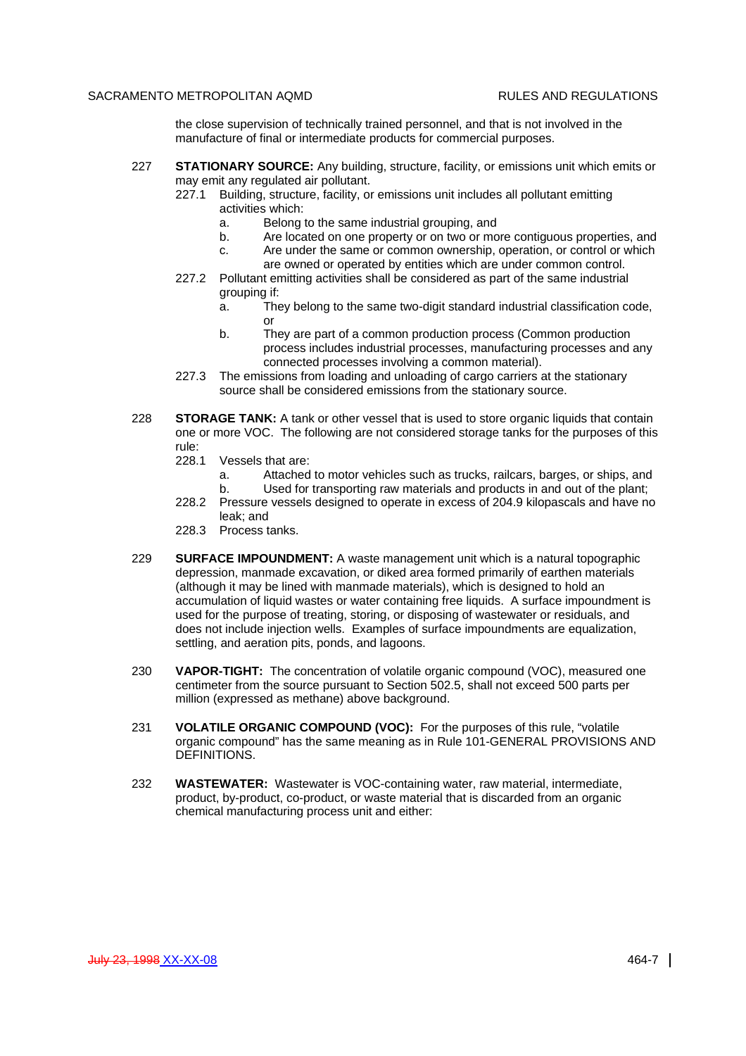the close supervision of technically trained personnel, and that is not involved in the manufacture of final or intermediate products for commercial purposes.

227 **STATIONARY SOURCE:** Any building, structure, facility, or emissions unit which emits or may emit any regulated air pollutant.

227.1 Building, structure, facility, or emissions unit includes all pollutant emitting activities which:

a. Belong to the same industrial grouping, and

b. Are located on one property or on two or more contiguous properties, and

c. Are under the same or common ownership, operation, or control or which are owned or operated by entities which are under common control.

227.2 Pollutant emitting activities shall be considered as part of the same industrial grouping if:

a. They belong to the same two-digit standard industrial classification code, or

b. They are part of a common production process (Common production process includes industrial processes, manufacturing processes and any connected processes involving a common material).

227.3 The emissions from loading and unloading of cargo carriers at the stationary source shall be considered emissions from the stationary source.

228 **STORAGE TANK:** A tank or other vessel that is used to store organic liquids that contain one or more VOC. The following are not considered storage tanks for the purposes of this rule:

228.1 Vessels that are:

a. Attached to motor vehicles such as trucks, railcars, barges, or ships, and

b. Used for transporting raw materials and products in and out of the plant;

228.2 Pressure vessels designed to operate in excess of 204.9 kilopascals and have no leak; and

228.3 Process tanks.

229 **SURFACE IMPOUNDMENT:** A waste management unit which is a natural topographic depression, manmade excavation, or diked area formed primarily of earthen materials (although it may be lined with manmade materials), which is designed to hold an accumulation of liquid wastes or water containing free liquids. A surface impoundment is used for the purpose of treating, storing, or disposing of wastewater or residuals, and does not include injection wells. Examples of surface impoundments are equalization, settling, and aeration pits, ponds, and lagoons.

230 **VAPOR-TIGHT:** The concentration of volatile organic compound (VOC), measured one centimeter from the source pursuant to Section 502.5, shall not exceed 500 parts per million (expressed as methane) above background.

231 **VOLATILE ORGANIC COMPOUND (VOC):** For the purposes of this rule, "volatile organic compound" has the same meaning as in Rule 101-GENERAL PROVISIONS AND DEFINITIONS.

232 **WASTEWATER:** Wastewater is VOC-containing water, raw material, intermediate, product, by-product, co-product, or waste material that is discarded from an organic chemical manufacturing process unit and either: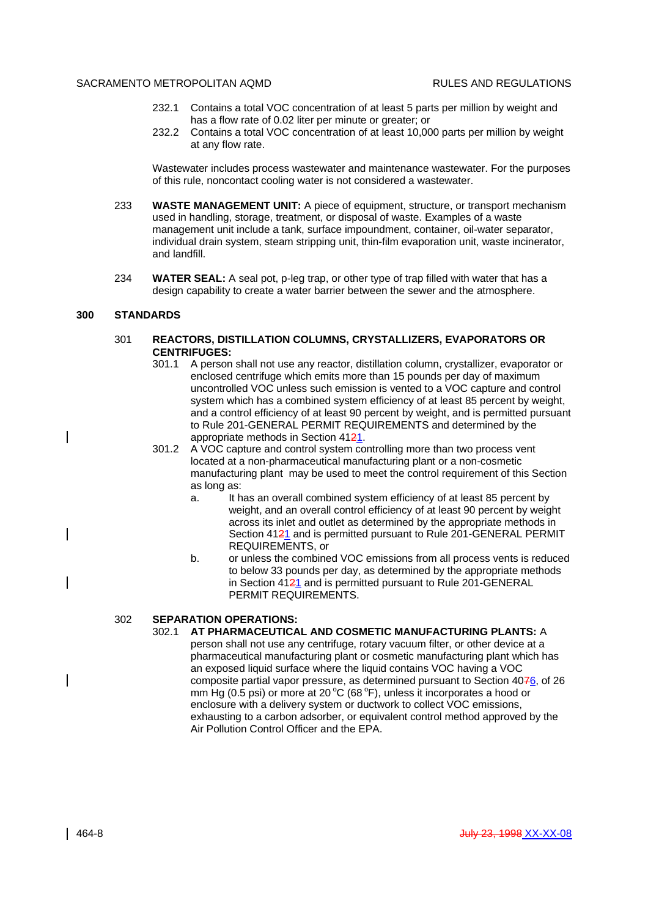232.1 Contains a total VOC concentration of at least 5 parts per million by weight and has a flow rate of 0.02 liter per minute or greater; or

232.2 Contains a total VOC concentration of at least 10,000 parts per million by weight at any flow rate.

Wastewater includes process wastewater and maintenance wastewater. For the purposes of this rule, noncontact cooling water is not considered a wastewater.

233 **WASTE MANAGEMENT UNIT:** A piece of equipment, structure, or transport mechanism used in handling, storage, treatment, or disposal of waste. Examples of a waste management unit include a tank, surface impoundment, container, oil-water separator, individual drain system, steam stripping unit, thin-film evaporation unit, waste incinerator, and landfill.

234 **WATER SEAL:** A seal pot, p-leg trap, or other type of trap filled with water that has a design capability to create a water barrier between the sewer and the atmosphere.

## 300 STANDARDS

301 **REACTORS, DISTILLATION COLUMNS, CRYSTALLIZERS, EVAPORATORS OR CENTRIFUGES:**

301.1 A person shall not use any reactor, distillation column, crystallizer, evaporator or enclosed centrifuge which emits more than 15 pounds per day of maximum uncontrolled VOC unless such emission is vented to a VOC capture and control system which has a combined system efficiency of at least 85 percent by weight, and a control efficiency of at least 90 percent by weight, and is permitted pursuant to Rule 201-GENERAL PERMIT REQUIREMENTS and determined by the appropriate methods in Section 4121.

301.2 A VOC capture and control system controlling more than two process vent located at a non-pharmaceutical manufacturing plant or a non-cosmetic manufacturing plant may be used to meet the control requirement of this Section as long as:

a. It has an overall combined system efficiency of at least 85 percent by weight, and an overall control efficiency of at least 90 percent by weight across its inlet and outlet as determined by the appropriate methods in Section 4121 and is permitted pursuant to Rule 201-GENERAL PERMIT REQUIREMENTS, or

b. or unless the combined VOC emissions from all process vents is reduced to below 33 pounds per day, as determined by the appropriate methods in Section 4121 and is permitted pursuant to Rule 201-GENERAL PERMIT REQUIREMENTS.

302 **SEPARATION OPERATIONS:**

302.1 **AT PHARMACEUTICAL AND COSMETIC MANUFACTURING PLANTS:** A person shall not use any centrifuge, rotary vacuum filter, or other device at a pharmaceutical manufacturing plant or cosmetic manufacturing plant which has an exposed liquid surface where the liquid contains VOC having a VOC composite partial vapor pressure, as determined pursuant to Section 4076, of 26 mm Hg (0.5 psi) or more at 20 °C (68 °F), unless it incorporates a hood or enclosure with a delivery system or ductwork to collect VOC emissions, exhausting to a carbon adsorber, or equivalent control method approved by the Air Pollution Control Officer and the EPA.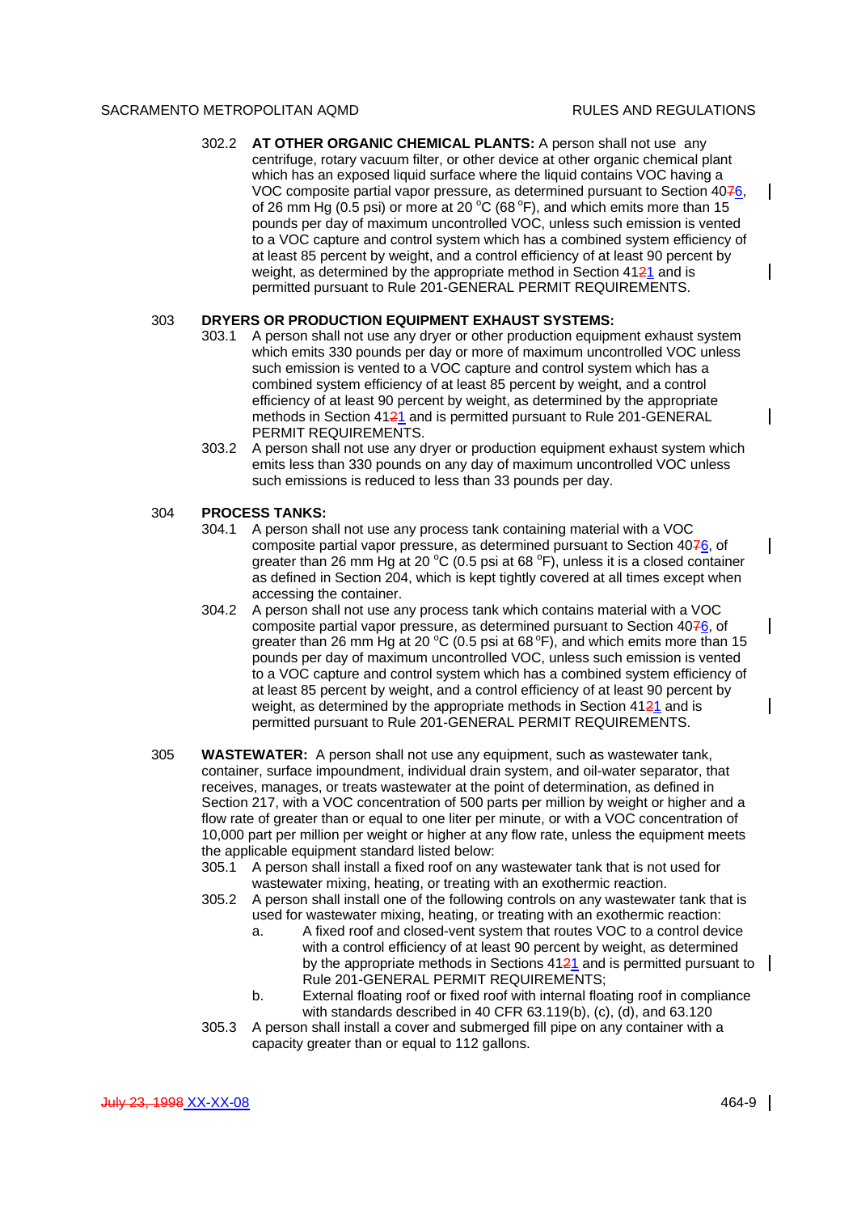302.2 **AT OTHER ORGANIC CHEMICAL PLANTS:** A person shall not use any centrifuge, rotary vacuum filter, or other device at other organic chemical plant which has an exposed liquid surface where the liquid contains VOC having a VOC composite partial vapor pressure, as determined pursuant to Section 4076, of 26 mm Hg (0.5 psi) or more at 20 °C (68 °F), and which emits more than 15 pounds per day of maximum uncontrolled VOC, unless such emission is vented to a VOC capture and control system which has a combined system efficiency of at least 85 percent by weight, and a control efficiency of at least 90 percent by weight, as determined by the appropriate method in Section 4121 and is permitted pursuant to Rule 201-GENERAL PERMIT REQUIREMENTS.

303 **DRYERS OR PRODUCTION EQUIPMENT EXHAUST SYSTEMS:**

303.1 A person shall not use any dryer or other production equipment exhaust system which emits 330 pounds per day or more of maximum uncontrolled VOC unless such emission is vented to a VOC capture and control system which has a combined system efficiency of at least 85 percent by weight, and a control efficiency of at least 90 percent by weight, as determined by the appropriate methods in Section 4121 and is permitted pursuant to Rule 201-GENERAL PERMIT REQUIREMENTS.

303.2 A person shall not use any dryer or production equipment exhaust system which emits less than 330 pounds on any day of maximum uncontrolled VOC unless such emissions is reduced to less than 33 pounds per day.

304 **PROCESS TANKS:**

304.1 A person shall not use any process tank containing material with a VOC composite partial vapor pressure, as determined pursuant to Section 4076, of greater than 26 mm Hg at 20 °C (0.5 psi at 68 °F), unless it is a closed container as defined in Section 204, which is kept tightly covered at all times except when accessing the container.

304.2 A person shall not use any process tank which contains material with a VOC composite partial vapor pressure, as determined pursuant to Section 4076, of greater than 26 mm Hg at 20 °C (0.5 psi at 68 °F), and which emits more than 15 pounds per day of maximum uncontrolled VOC, unless such emission is vented to a VOC capture and control system which has a combined system efficiency of at least 85 percent by weight, and a control efficiency of at least 90 percent by weight, as determined by the appropriate methods in Section 4121 and is permitted pursuant to Rule 201-GENERAL PERMIT REQUIREMENTS.

305 **WASTEWATER:** A person shall not use any equipment, such as wastewater tank, container, surface impoundment, individual drain system, and oil-water separator, that receives, manages, or treats wastewater at the point of determination, as defined in Section 217, with a VOC concentration of 500 parts per million by weight or higher and a flow rate of greater than or equal to one liter per minute, or with a VOC concentration of 10,000 part per million per weight or higher at any flow rate, unless the equipment meets the applicable equipment standard listed below:

305.1 A person shall install a fixed roof on any wastewater tank that is not used for wastewater mixing, heating, or treating with an exothermic reaction.

305.2 A person shall install one of the following controls on any wastewater tank that is used for wastewater mixing, heating, or treating with an exothermic reaction:

a. A fixed roof and closed-vent system that routes VOC to a control device with a control efficiency of at least 90 percent by weight, as determined by the appropriate methods in Sections 4121 and is permitted pursuant to Rule 201-GENERAL PERMIT REQUIREMENTS;

b. External floating roof or fixed roof with internal floating roof in compliance with standards described in 40 CFR 63.119(b), (c), (d), and 63.120

305.3 A person shall install a cover and submerged fill pipe on any container with a capacity greater than or equal to 112 gallons.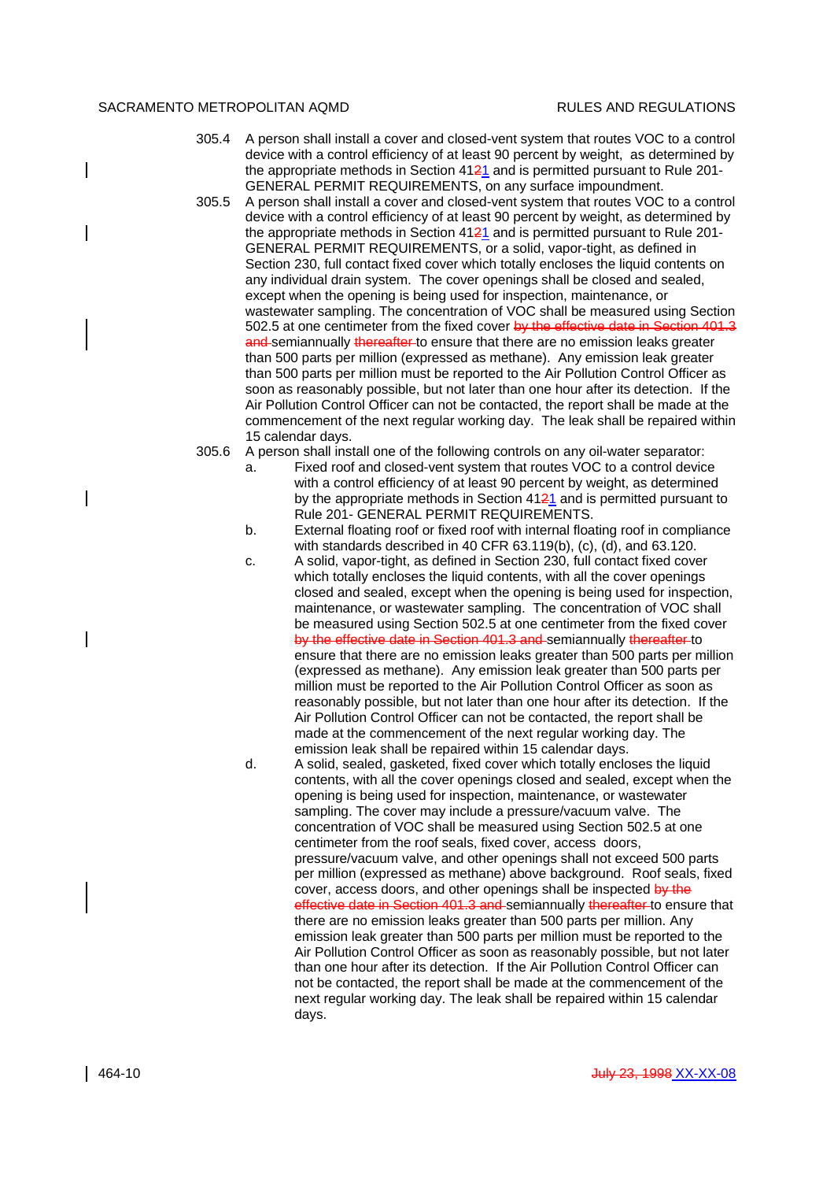305.4 A person shall install a cover and closed-vent system that routes VOC to a control device with a control efficiency of at least 90 percent by weight, as determined by the appropriate methods in Section 41~~2~~1 and is permitted pursuant to Rule 201- GENERAL PERMIT REQUIREMENTS, on any surface impoundment.

305.5 A person shall install a cover and closed-vent system that routes VOC to a control device with a control efficiency of at least 90 percent by weight, as determined by the appropriate methods in Section 41~~2~~1 and is permitted pursuant to Rule 201- GENERAL PERMIT REQUIREMENTS, or a solid, vapor-tight, as defined in Section 230, full contact fixed cover which totally encloses the liquid contents on any individual drain system. The cover openings shall be closed and sealed, except when the opening is being used for inspection, maintenance, or wastewater sampling. The concentration of VOC shall be measured using Section 502.5 at one centimeter from the fixed cover ~~by the effective date in Section 401.3 and~~ semiannually ~~thereafter~~ to ensure that there are no emission leaks greater than 500 parts per million (expressed as methane). Any emission leak greater than 500 parts per million must be reported to the Air Pollution Control Officer as soon as reasonably possible, but not later than one hour after its detection. If the Air Pollution Control Officer can not be contacted, the report shall be made at the commencement of the next regular working day. The leak shall be repaired within 15 calendar days.

305.6 A person shall install one of the following controls on any oil-water separator:

a. Fixed roof and closed-vent system that routes VOC to a control device with a control efficiency of at least 90 percent by weight, as determined by the appropriate methods in Section 41~~2~~1 and is permitted pursuant to Rule 201- GENERAL PERMIT REQUIREMENTS.

b. External floating roof or fixed roof with internal floating roof in compliance with standards described in 40 CFR 63.119(b), (c), (d), and 63.120.

c. A solid, vapor-tight, as defined in Section 230, full contact fixed cover which totally encloses the liquid contents, with all the cover openings closed and sealed, except when the opening is being used for inspection, maintenance, or wastewater sampling. The concentration of VOC shall be measured using Section 502.5 at one centimeter from the fixed cover ~~by the effective date in Section 401.3 and~~ semiannually ~~thereafter~~ to ensure that there are no emission leaks greater than 500 parts per million (expressed as methane). Any emission leak greater than 500 parts per million must be reported to the Air Pollution Control Officer as soon as reasonably possible, but not later than one hour after its detection. If the Air Pollution Control Officer can not be contacted, the report shall be made at the commencement of the next regular working day. The emission leak shall be repaired within 15 calendar days.

d. A solid, sealed, gasketed, fixed cover which totally encloses the liquid contents, with all the cover openings closed and sealed, except when the opening is being used for inspection, maintenance, or wastewater sampling. The cover may include a pressure/vacuum valve. The concentration of VOC shall be measured using Section 502.5 at one centimeter from the roof seals, fixed cover, access doors, pressure/vacuum valve, and other openings shall not exceed 500 parts per million (expressed as methane) above background. Roof seals, fixed cover, access doors, and other openings shall be inspected ~~by the effective date in Section 401.3 and~~ semiannually ~~thereafter~~ to ensure that there are no emission leaks greater than 500 parts per million. Any emission leak greater than 500 parts per million must be reported to the Air Pollution Control Officer as soon as reasonably possible, but not later than one hour after its detection. If the Air Pollution Control Officer can not be contacted, the report shall be made at the commencement of the next regular working day. The leak shall be repaired within 15 calendar days.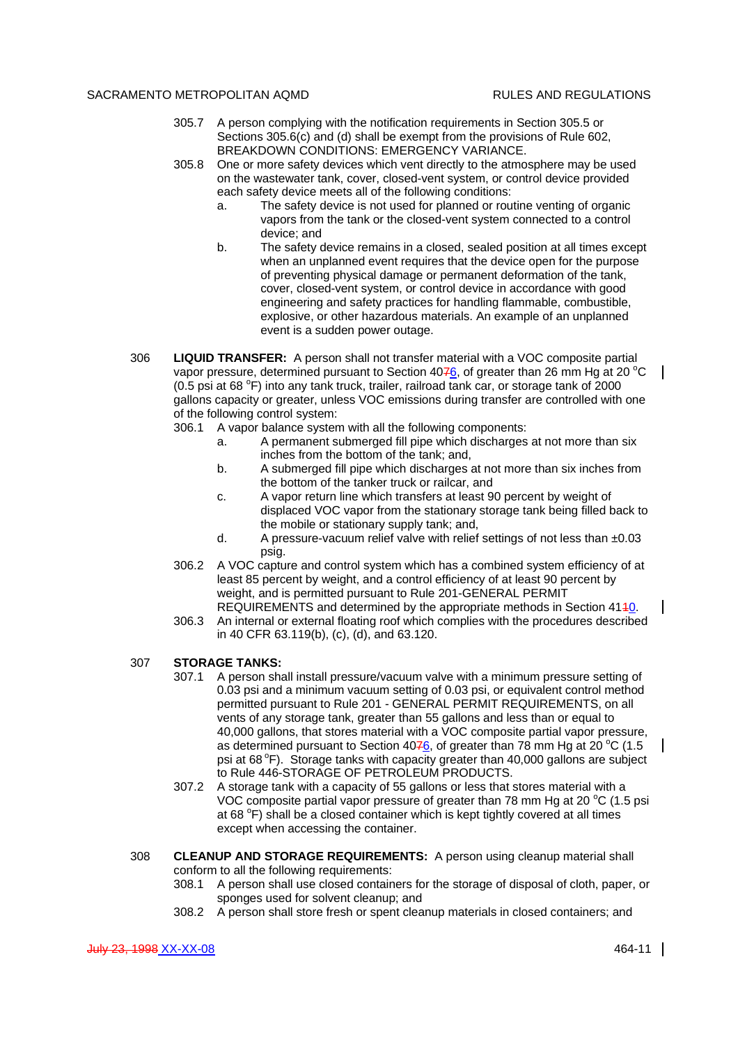305.7 A person complying with the notification requirements in Section 305.5 or Sections 305.6(c) and (d) shall be exempt from the provisions of Rule 602, BREAKDOWN CONDITIONS: EMERGENCY VARIANCE.

305.8 One or more safety devices which vent directly to the atmosphere may be used on the wastewater tank, cover, closed-vent system, or control device provided each safety device meets all of the following conditions:

a. The safety device is not used for planned or routine venting of organic vapors from the tank or the closed-vent system connected to a control device; and

b. The safety device remains in a closed, sealed position at all times except when an unplanned event requires that the device open for the purpose of preventing physical damage or permanent deformation of the tank, cover, closed-vent system, or control device in accordance with good engineering and safety practices for handling flammable, combustible, explosive, or other hazardous materials. An example of an unplanned event is a sudden power outage.

306 **LIQUID TRANSFER:** A person shall not transfer material with a VOC composite partial vapor pressure, determined pursuant to Section 4076, of greater than 26 mm Hg at 20 °C (0.5 psi at 68 °F) into any tank truck, trailer, railroad tank car, or storage tank of 2000 gallons capacity or greater, unless VOC emissions during transfer are controlled with one of the following control system:

306.1 A vapor balance system with all the following components:

a. A permanent submerged fill pipe which discharges at not more than six inches from the bottom of the tank; and,

b. A submerged fill pipe which discharges at not more than six inches from the bottom of the tanker truck or railcar, and

c. A vapor return line which transfers at least 90 percent by weight of displaced VOC vapor from the stationary storage tank being filled back to the mobile or stationary supply tank; and,

d. A pressure-vacuum relief valve with relief settings of not less than ±0.03 psig.

306.2 A VOC capture and control system which has a combined system efficiency of at least 85 percent by weight, and a control efficiency of at least 90 percent by weight, and is permitted pursuant to Rule 201-GENERAL PERMIT REQUIREMENTS and determined by the appropriate methods in Section 4110.

306.3 An internal or external floating roof which complies with the procedures described in 40 CFR 63.119(b), (c), (d), and 63.120.

307 **STORAGE TANKS:**

307.1 A person shall install pressure/vacuum valve with a minimum pressure setting of 0.03 psi and a minimum vacuum setting of 0.03 psi, or equivalent control method permitted pursuant to Rule 201 - GENERAL PERMIT REQUIREMENTS, on all vents of any storage tank, greater than 55 gallons and less than or equal to 40,000 gallons, that stores material with a VOC composite partial vapor pressure, as determined pursuant to Section 4076, of greater than 78 mm Hg at 20 °C (1.5 psi at 68 °F). Storage tanks with capacity greater than 40,000 gallons are subject to Rule 446-STORAGE OF PETROLEUM PRODUCTS.

307.2 A storage tank with a capacity of 55 gallons or less that stores material with a VOC composite partial vapor pressure of greater than 78 mm Hg at 20 °C (1.5 psi at 68 °F) shall be a closed container which is kept tightly covered at all times except when accessing the container.

308 **CLEANUP AND STORAGE REQUIREMENTS:** A person using cleanup material shall conform to all the following requirements:

308.1 A person shall use closed containers for the storage of disposal of cloth, paper, or sponges used for solvent cleanup; and

308.2 A person shall store fresh or spent cleanup materials in closed containers; and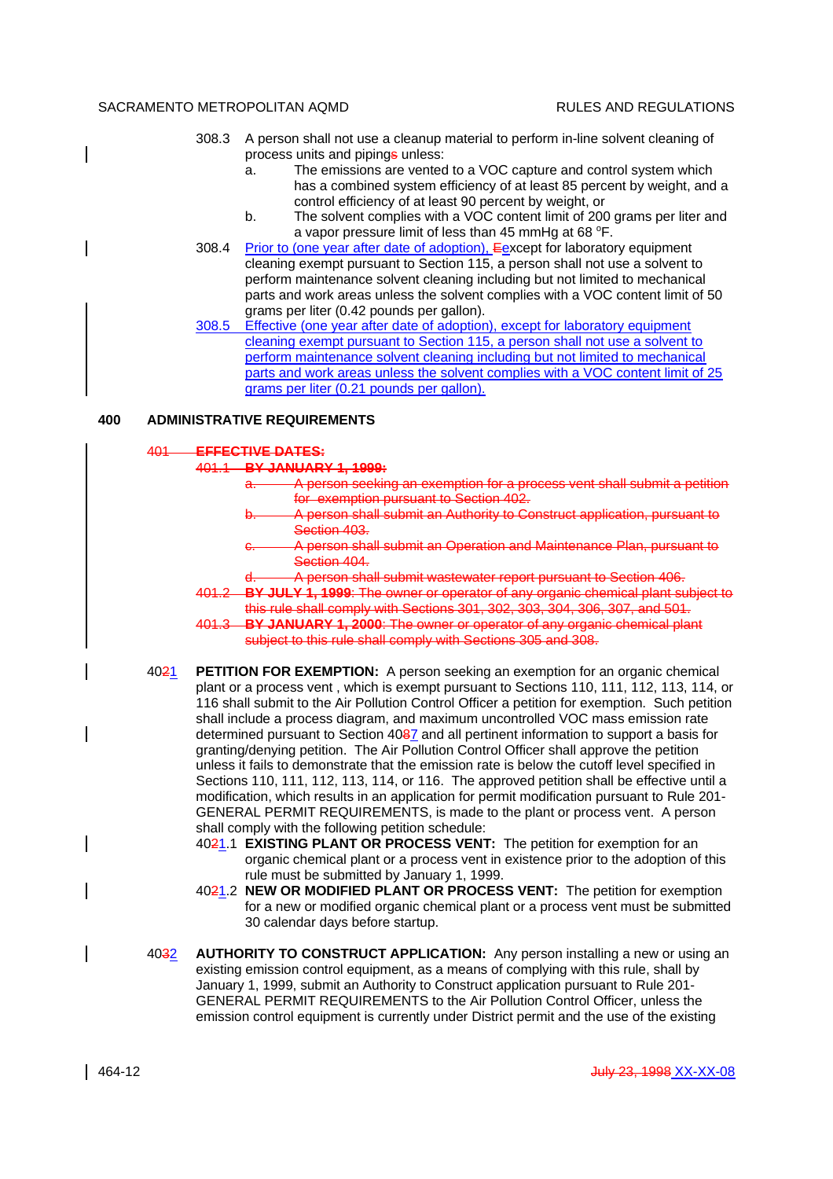308.3 A person shall not use a cleanup material to perform in-line solvent cleaning of process units and pipings unless:

a. The emissions are vented to a VOC capture and control system which has a combined system efficiency of at least 85 percent by weight, and a control efficiency of at least 90 percent by weight, or

b. The solvent complies with a VOC content limit of 200 grams per liter and a vapor pressure limit of less than 45 mmHg at 68 °F.

308.4 Prior to (one year after date of adoption), Eexcept for laboratory equipment cleaning exempt pursuant to Section 115, a person shall not use a solvent to perform maintenance solvent cleaning including but not limited to mechanical parts and work areas unless the solvent complies with a VOC content limit of 50 grams per liter (0.42 pounds per gallon).

308.5 Effective (one year after date of adoption), except for laboratory equipment cleaning exempt pursuant to Section 115, a person shall not use a solvent to perform maintenance solvent cleaning including but not limited to mechanical parts and work areas unless the solvent complies with a VOC content limit of 25 grams per liter (0.21 pounds per gallon).

## 400 ADMINISTRATIVE REQUIREMENTS

~~401 **EFFECTIVE DATES:**~~

~~401.1 **BY JANUARY 1, 1999:**~~

~~a. A person seeking an exemption for a process vent shall submit a petition for exemption pursuant to Section 402.~~

~~b. A person shall submit an Authority to Construct application, pursuant to Section 403.~~

~~c. A person shall submit an Operation and Maintenance Plan, pursuant to Section 404.~~

~~d. A person shall submit wastewater report pursuant to Section 406.~~

~~401.2 **BY JULY 1, 1999**: The owner or operator of any organic chemical plant subject to this rule shall comply with Sections 301, 302, 303, 304, 306, 307, and 501.~~

~~401.3 **BY JANUARY 1, 2000**: The owner or operator of any organic chemical plant subject to this rule shall comply with Sections 305 and 308.~~

4021 **PETITION FOR EXEMPTION:** A person seeking an exemption for an organic chemical plant or a process vent , which is exempt pursuant to Sections 110, 111, 112, 113, 114, or 116 shall submit to the Air Pollution Control Officer a petition for exemption. Such petition shall include a process diagram, and maximum uncontrolled VOC mass emission rate determined pursuant to Section 4087 and all pertinent information to support a basis for granting/denying petition. The Air Pollution Control Officer shall approve the petition unless it fails to demonstrate that the emission rate is below the cutoff level specified in Sections 110, 111, 112, 113, 114, or 116. The approved petition shall be effective until a modification, which results in an application for permit modification pursuant to Rule 201-GENERAL PERMIT REQUIREMENTS, is made to the plant or process vent. A person shall comply with the following petition schedule:

4021.1 **EXISTING PLANT OR PROCESS VENT:** The petition for exemption for an organic chemical plant or a process vent in existence prior to the adoption of this rule must be submitted by January 1, 1999.

4021.2 **NEW OR MODIFIED PLANT OR PROCESS VENT:** The petition for exemption for a new or modified organic chemical plant or a process vent must be submitted 30 calendar days before startup.

4032 **AUTHORITY TO CONSTRUCT APPLICATION:** Any person installing a new or using an existing emission control equipment, as a means of complying with this rule, shall by January 1, 1999, submit an Authority to Construct application pursuant to Rule 201-GENERAL PERMIT REQUIREMENTS to the Air Pollution Control Officer, unless the emission control equipment is currently under District permit and the use of the existing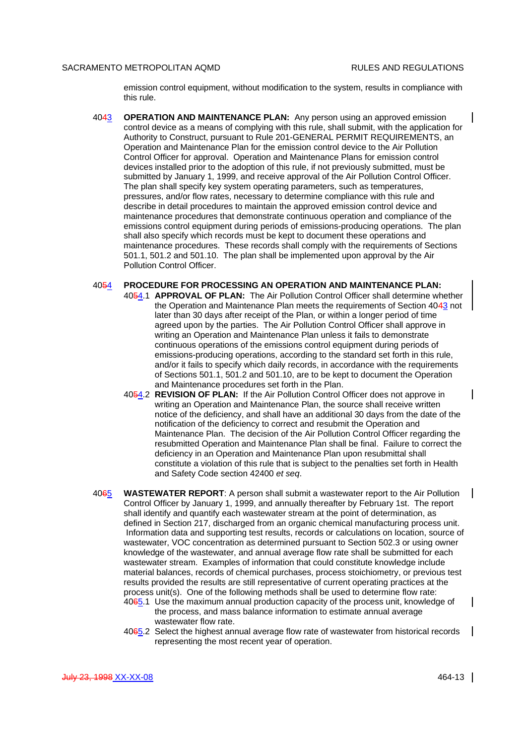emission control equipment, without modification to the system, results in compliance with this rule.

40~~4~~3 **OPERATION AND MAINTENANCE PLAN:** Any person using an approved emission control device as a means of complying with this rule, shall submit, with the application for Authority to Construct, pursuant to Rule 201-GENERAL PERMIT REQUIREMENTS, an Operation and Maintenance Plan for the emission control device to the Air Pollution Control Officer for approval. Operation and Maintenance Plans for emission control devices installed prior to the adoption of this rule, if not previously submitted, must be submitted by January 1, 1999, and receive approval of the Air Pollution Control Officer. The plan shall specify key system operating parameters, such as temperatures, pressures, and/or flow rates, necessary to determine compliance with this rule and describe in detail procedures to maintain the approved emission control device and maintenance procedures that demonstrate continuous operation and compliance of the emissions control equipment during periods of emissions-producing operations. The plan shall also specify which records must be kept to document these operations and maintenance procedures. These records shall comply with the requirements of Sections 501.1, 501.2 and 501.10. The plan shall be implemented upon approval by the Air Pollution Control Officer.

40~~5~~4 **PROCEDURE FOR PROCESSING AN OPERATION AND MAINTENANCE PLAN:**

40~~5~~4.1 **APPROVAL OF PLAN:** The Air Pollution Control Officer shall determine whether the Operation and Maintenance Plan meets the requirements of Section 40~~4~~3 not later than 30 days after receipt of the Plan, or within a longer period of time agreed upon by the parties. The Air Pollution Control Officer shall approve in writing an Operation and Maintenance Plan unless it fails to demonstrate continuous operations of the emissions control equipment during periods of emissions-producing operations, according to the standard set forth in this rule, and/or it fails to specify which daily records, in accordance with the requirements of Sections 501.1, 501.2 and 501.10, are to be kept to document the Operation and Maintenance procedures set forth in the Plan.

40~~5~~4.2 **REVISION OF PLAN:** If the Air Pollution Control Officer does not approve in writing an Operation and Maintenance Plan, the source shall receive written notice of the deficiency, and shall have an additional 30 days from the date of the notification of the deficiency to correct and resubmit the Operation and Maintenance Plan. The decision of the Air Pollution Control Officer regarding the resubmitted Operation and Maintenance Plan shall be final. Failure to correct the deficiency in an Operation and Maintenance Plan upon resubmittal shall constitute a violation of this rule that is subject to the penalties set forth in Health and Safety Code section 42400 *et seq*.

40~~6~~5 **WASTEWATER REPORT**: A person shall submit a wastewater report to the Air Pollution Control Officer by January 1, 1999, and annually thereafter by February 1st. The report shall identify and quantify each wastewater stream at the point of determination, as defined in Section 217, discharged from an organic chemical manufacturing process unit. Information data and supporting test results, records or calculations on location, source of wastewater, VOC concentration as determined pursuant to Section 502.3 or using owner knowledge of the wastewater, and annual average flow rate shall be submitted for each wastewater stream. Examples of information that could constitute knowledge include material balances, records of chemical purchases, process stoichiometry, or previous test results provided the results are still representative of current operating practices at the process unit(s). One of the following methods shall be used to determine flow rate:

40~~6~~5.1 Use the maximum annual production capacity of the process unit, knowledge of the process, and mass balance information to estimate annual average wastewater flow rate.

40~~6~~5.2 Select the highest annual average flow rate of wastewater from historical records representing the most recent year of operation.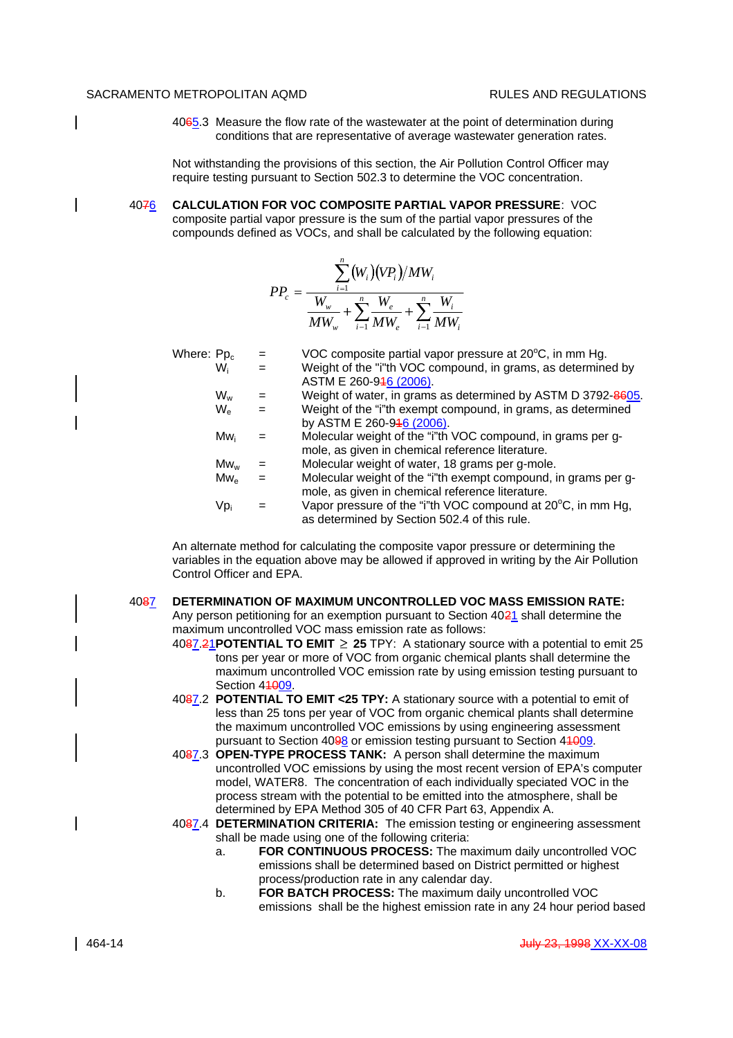4065.3 Measure the flow rate of the wastewater at the point of determination during conditions that are representative of average wastewater generation rates.

Not withstanding the provisions of this section, the Air Pollution Control Officer may require testing pursuant to Section 502.3 to determine the VOC concentration.

4076 **CALCULATION FOR VOC COMPOSITE PARTIAL VAPOR PRESSURE**: VOC composite partial vapor pressure is the sum of the partial vapor pressures of the compounds defined as VOCs, and shall be calculated by the following equation:

$$PP_c = \frac{\sum_{i=1}^{n} (W_i)(VP_i)/MW_i}{\frac{W_w}{MW_w} + \sum_{i=1}^{n} \frac{W_e}{MW_e} + \sum_{i=1}^{n} \frac{W_i}{MW_i}}$$

| Where: | | | |
|---|---|---|---|
| | $Pp_c$ | = | VOC composite partial vapor pressure at 20°C, in mm Hg. |
| | $W_i$ | = | Weight of the "i"th VOC compound, in grams, as determined by ASTM E 260-916 (2006). |
| | $W_w$ | = | Weight of water, in grams as determined by ASTM D 3792-8605. |
| | $W_e$ | = | Weight of the "i"th exempt compound, in grams, as determined by ASTM E 260-916 (2006). |
| | $Mw_i$ | = | Molecular weight of the "i"th VOC compound, in grams per g-mole, as given in chemical reference literature. |
| | $Mw_w$ | = | Molecular weight of water, 18 grams per g-mole. |
| | $Mw_e$ | = | Molecular weight of the "i"th exempt compound, in grams per g-mole, as given in chemical reference literature. |
| | $Vp_i$ | = | Vapor pressure of the "i"th VOC compound at 20°C, in mm Hg, as determined by Section 502.4 of this rule. |

An alternate method for calculating the composite vapor pressure or determining the variables in the equation above may be allowed if approved in writing by the Air Pollution Control Officer and EPA.

4087 **DETERMINATION OF MAXIMUM UNCONTROLLED VOC MASS EMISSION RATE:** Any person petitioning for an exemption pursuant to Section 4021 shall determine the maximum uncontrolled VOC mass emission rate as follows:

4087.21 **POTENTIAL TO EMIT ≥ 25** TPY: A stationary source with a potential to emit 25 tons per year or more of VOC from organic chemical plants shall determine the maximum uncontrolled VOC emission rate by using emission testing pursuant to Section 41009.

4087.2 **POTENTIAL TO EMIT <25 TPY:** A stationary source with a potential to emit of less than 25 tons per year of VOC from organic chemical plants shall determine the maximum uncontrolled VOC emissions by using engineering assessment pursuant to Section 4098 or emission testing pursuant to Section 41009.

4087.3 **OPEN-TYPE PROCESS TANK:** A person shall determine the maximum uncontrolled VOC emissions by using the most recent version of EPA's computer model, WATER8. The concentration of each individually speciated VOC in the process stream with the potential to be emitted into the atmosphere, shall be determined by EPA Method 305 of 40 CFR Part 63, Appendix A.

4087.4 **DETERMINATION CRITERIA:** The emission testing or engineering assessment shall be made using one of the following criteria:

a. **FOR CONTINUOUS PROCESS:** The maximum daily uncontrolled VOC emissions shall be determined based on District permitted or highest process/production rate in any calendar day.

b. **FOR BATCH PROCESS:** The maximum daily uncontrolled VOC emissions shall be the highest emission rate in any 24 hour period based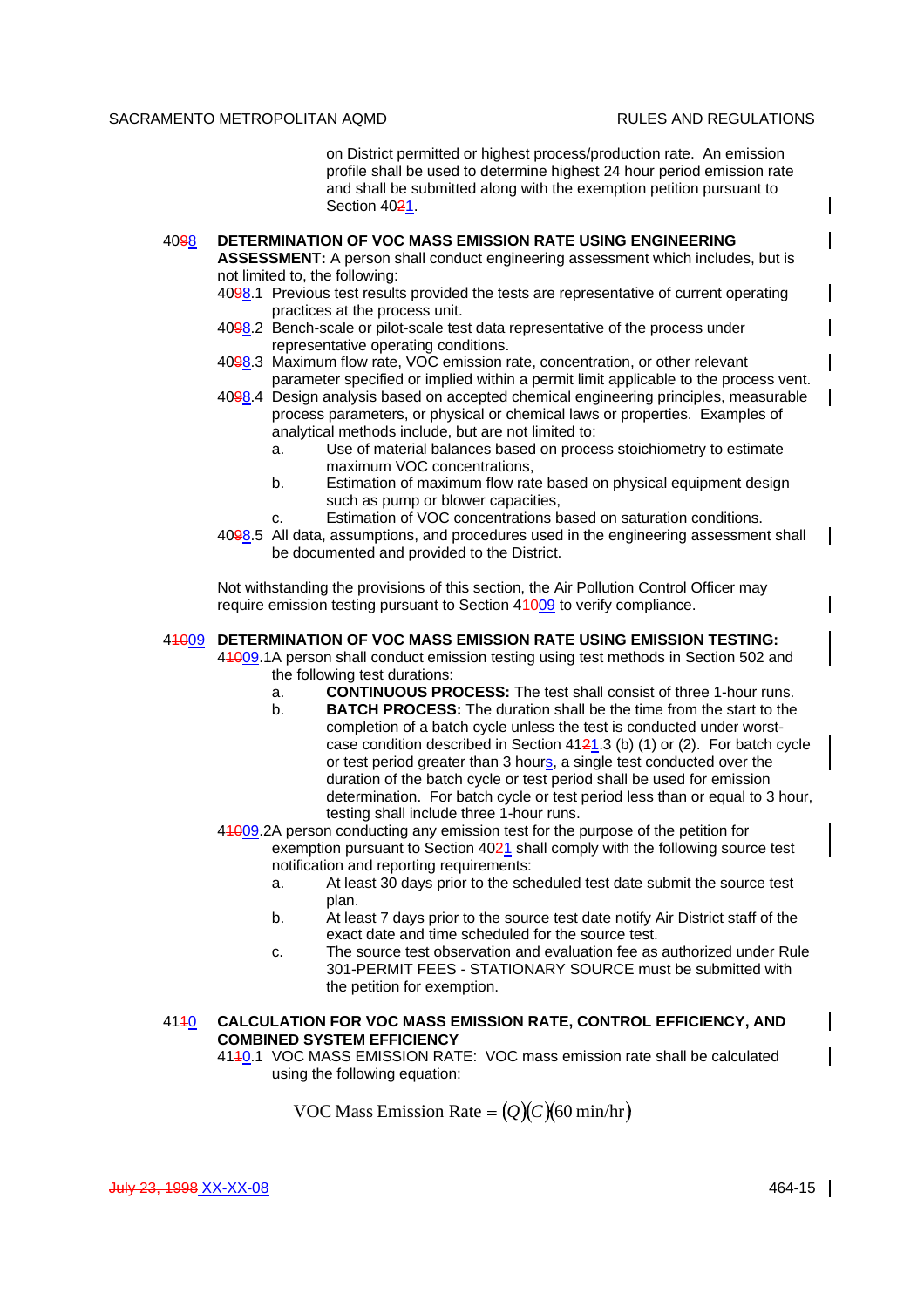on District permitted or highest process/production rate. An emission profile shall be used to determine highest 24 hour period emission rate and shall be submitted along with the exemption petition pursuant to Section 4021.

**4098 DETERMINATION OF VOC MASS EMISSION RATE USING ENGINEERING ASSESSMENT:** A person shall conduct engineering assessment which includes, but is not limited to, the following:

4098.1 Previous test results provided the tests are representative of current operating practices at the process unit.

4098.2 Bench-scale or pilot-scale test data representative of the process under representative operating conditions.

4098.3 Maximum flow rate, VOC emission rate, concentration, or other relevant parameter specified or implied within a permit limit applicable to the process vent.

4098.4 Design analysis based on accepted chemical engineering principles, measurable process parameters, or physical or chemical laws or properties. Examples of analytical methods include, but are not limited to:

- a. Use of material balances based on process stoichiometry to estimate maximum VOC concentrations,
- b. Estimation of maximum flow rate based on physical equipment design such as pump or blower capacities,
- c. Estimation of VOC concentrations based on saturation conditions.

4098.5 All data, assumptions, and procedures used in the engineering assessment shall be documented and provided to the District.

Not withstanding the provisions of this section, the Air Pollution Control Officer may require emission testing pursuant to Section 41009 to verify compliance.

**41009 DETERMINATION OF VOC MASS EMISSION RATE USING EMISSION TESTING:**

41009.1 A person shall conduct emission testing using test methods in Section 502 and the following test durations:

- a. **CONTINUOUS PROCESS:** The test shall consist of three 1-hour runs.
- b. **BATCH PROCESS:** The duration shall be the time from the start to the completion of a batch cycle unless the test is conducted under worst-case condition described in Section 4121.3 (b) (1) or (2). For batch cycle or test period greater than 3 hours, a single test conducted over the duration of the batch cycle or test period shall be used for emission determination. For batch cycle or test period less than or equal to 3 hour, testing shall include three 1-hour runs.

41009.2 A person conducting any emission test for the purpose of the petition for exemption pursuant to Section 4021 shall comply with the following source test notification and reporting requirements:

- a. At least 30 days prior to the scheduled test date submit the source test plan.
- b. At least 7 days prior to the source test date notify Air District staff of the exact date and time scheduled for the source test.
- c. The source test observation and evaluation fee as authorized under Rule 301-PERMIT FEES - STATIONARY SOURCE must be submitted with the petition for exemption.

**4110 CALCULATION FOR VOC MASS EMISSION RATE, CONTROL EFFICIENCY, AND COMBINED SYSTEM EFFICIENCY**

4110.1 VOC MASS EMISSION RATE: VOC mass emission rate shall be calculated using the following equation:

$$\text{VOC Mass Emission Rate} = (Q)(C)(60\text{ min/hr})$$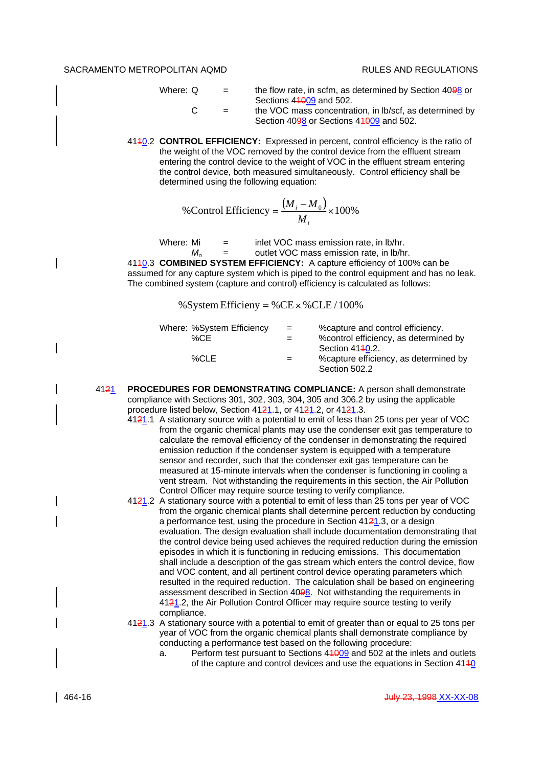Where: Q = the flow rate, in scfm, as determined by Section 4098 or Sections 41009 and 502.

C = the VOC mass concentration, in lb/scf, as determined by Section 4098 or Sections 41009 and 502.

4110.2 **CONTROL EFFICIENCY:** Expressed in percent, control efficiency is the ratio of the weight of the VOC removed by the control device from the effluent stream entering the control device to the weight of VOC in the effluent stream entering the control device, both measured simultaneously. Control efficiency shall be determined using the following equation:

$$\%\text{Control Efficiency} = \frac{(M_i - M_0)}{M_i} \times 100\%$$

Where: Mi = inlet VOC mass emission rate, in lb/hr.

$M_o$ = outlet VOC mass emission rate, in lb/hr.

4110.3 **COMBINED SYSTEM EFFICIENCY:** A capture efficiency of 100% can be assumed for any capture system which is piped to the control equipment and has no leak. The combined system (capture and control) efficiency is calculated as follows:

$$\%\text{System Efficieny} = \%\text{CE} \times \%\text{CLE} / 100\%$$

Where: %System Efficiency = %capture and control efficiency.

%CE = %control efficiency, as determined by Section 4110.2.

%CLE = %capture efficiency, as determined by Section 502.2

4121 **PROCEDURES FOR DEMONSTRATING COMPLIANCE:** A person shall demonstrate compliance with Sections 301, 302, 303, 304, 305 and 306.2 by using the applicable procedure listed below, Section 4121.1, or 4121.2, or 4121.3.

4121.1 A stationary source with a potential to emit of less than 25 tons per year of VOC from the organic chemical plants may use the condenser exit gas temperature to calculate the removal efficiency of the condenser in demonstrating the required emission reduction if the condenser system is equipped with a temperature sensor and recorder, such that the condenser exit gas temperature can be measured at 15-minute intervals when the condenser is functioning in cooling a vent stream. Not withstanding the requirements in this section, the Air Pollution Control Officer may require source testing to verify compliance.

4121.2 A stationary source with a potential to emit of less than 25 tons per year of VOC from the organic chemical plants shall determine percent reduction by conducting a performance test, using the procedure in Section 4121.3, or a design evaluation. The design evaluation shall include documentation demonstrating that the control device being used achieves the required reduction during the emission episodes in which it is functioning in reducing emissions. This documentation shall include a description of the gas stream which enters the control device, flow and VOC content, and all pertinent control device operating parameters which resulted in the required reduction. The calculation shall be based on engineering assessment described in Section 4098. Not withstanding the requirements in 4121.2, the Air Pollution Control Officer may require source testing to verify compliance.

4121.3 A stationary source with a potential to emit of greater than or equal to 25 tons per year of VOC from the organic chemical plants shall demonstrate compliance by conducting a performance test based on the following procedure:

a. Perform test pursuant to Sections 41009 and 502 at the inlets and outlets of the capture and control devices and use the equations in Section 4110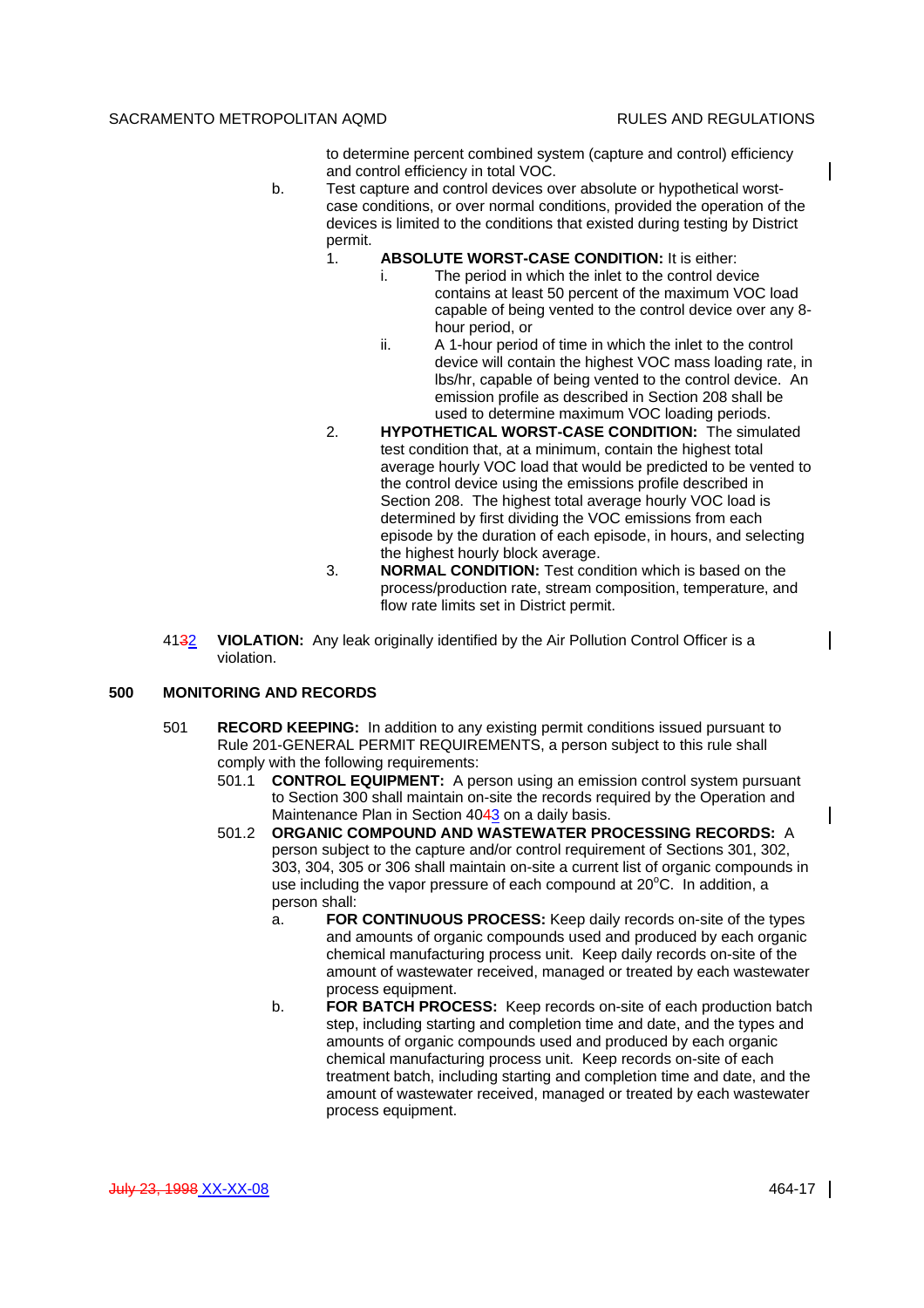to determine percent combined system (capture and control) efficiency and control efficiency in total VOC.

b. Test capture and control devices over absolute or hypothetical worst-case conditions, or over normal conditions, provided the operation of the devices is limited to the conditions that existed during testing by District permit.

1. **ABSOLUTE WORST-CASE CONDITION:** It is either:
   i. The period in which the inlet to the control device contains at least 50 percent of the maximum VOC load capable of being vented to the control device over any 8-hour period, or
   ii. A 1-hour period of time in which the inlet to the control device will contain the highest VOC mass loading rate, in lbs/hr, capable of being vented to the control device. An emission profile as described in Section 208 shall be used to determine maximum VOC loading periods.

2. **HYPOTHETICAL WORST-CASE CONDITION:** The simulated test condition that, at a minimum, contain the highest total average hourly VOC load that would be predicted to be vented to the control device using the emissions profile described in Section 208. The highest total average hourly VOC load is determined by first dividing the VOC emissions from each episode by the duration of each episode, in hours, and selecting the highest hourly block average.

3. **NORMAL CONDITION:** Test condition which is based on the process/production rate, stream composition, temperature, and flow rate limits set in District permit.

4132 **VIOLATION:** Any leak originally identified by the Air Pollution Control Officer is a violation.

## 500 MONITORING AND RECORDS

501 **RECORD KEEPING:** In addition to any existing permit conditions issued pursuant to Rule 201-GENERAL PERMIT REQUIREMENTS, a person subject to this rule shall comply with the following requirements:

501.1 **CONTROL EQUIPMENT:** A person using an emission control system pursuant to Section 300 shall maintain on-site the records required by the Operation and Maintenance Plan in Section 4043 on a daily basis.

501.2 **ORGANIC COMPOUND AND WASTEWATER PROCESSING RECORDS:** A person subject to the capture and/or control requirement of Sections 301, 302, 303, 304, 305 or 306 shall maintain on-site a current list of organic compounds in use including the vapor pressure of each compound at 20°C. In addition, a person shall:

a. **FOR CONTINUOUS PROCESS:** Keep daily records on-site of the types and amounts of organic compounds used and produced by each organic chemical manufacturing process unit. Keep daily records on-site of the amount of wastewater received, managed or treated by each wastewater process equipment.

b. **FOR BATCH PROCESS:** Keep records on-site of each production batch step, including starting and completion time and date, and the types and amounts of organic compounds used and produced by each organic chemical manufacturing process unit. Keep records on-site of each treatment batch, including starting and completion time and date, and the amount of wastewater received, managed or treated by each wastewater process equipment.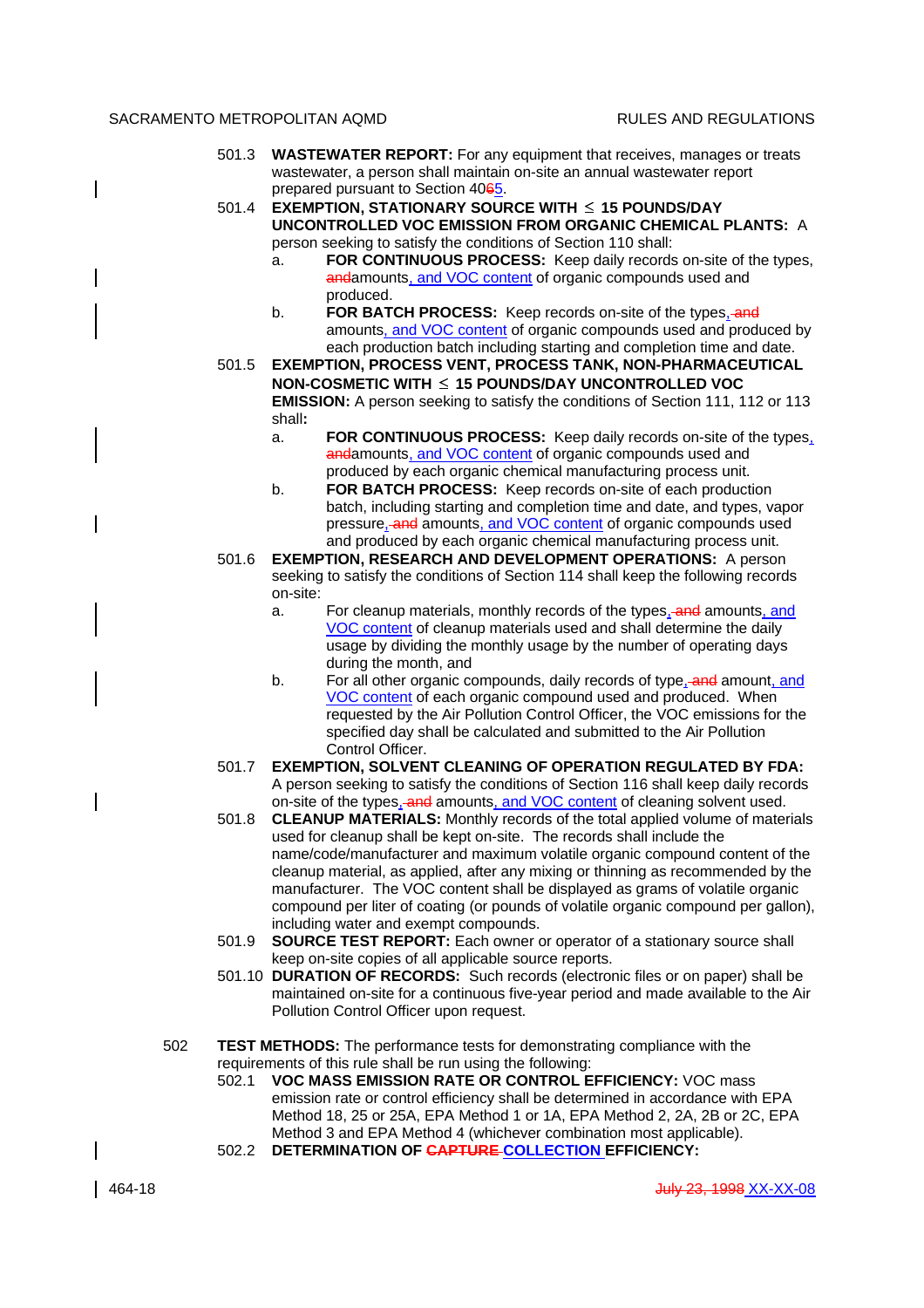501.3 **WASTEWATER REPORT:** For any equipment that receives, manages or treats wastewater, a person shall maintain on-site an annual wastewater report prepared pursuant to Section 4065.

501.4 **EXEMPTION, STATIONARY SOURCE WITH ≤ 15 POUNDS/DAY UNCONTROLLED VOC EMISSION FROM ORGANIC CHEMICAL PLANTS:** A person seeking to satisfy the conditions of Section 110 shall:

a. **FOR CONTINUOUS PROCESS:** Keep daily records on-site of the types, andamounts, and VOC content of organic compounds used and produced.

b. **FOR BATCH PROCESS:** Keep records on-site of the types, and amounts, and VOC content of organic compounds used and produced by each production batch including starting and completion time and date.

501.5 **EXEMPTION, PROCESS VENT, PROCESS TANK, NON-PHARMACEUTICAL NON-COSMETIC WITH ≤ 15 POUNDS/DAY UNCONTROLLED VOC EMISSION:** A person seeking to satisfy the conditions of Section 111, 112 or 113 shall**:**

a. **FOR CONTINUOUS PROCESS:** Keep daily records on-site of the types, andamounts, and VOC content of organic compounds used and produced by each organic chemical manufacturing process unit.

b. **FOR BATCH PROCESS:** Keep records on-site of each production batch, including starting and completion time and date, and types, vapor pressure, and amounts, and VOC content of organic compounds used and produced by each organic chemical manufacturing process unit.

501.6 **EXEMPTION, RESEARCH AND DEVELOPMENT OPERATIONS:** A person seeking to satisfy the conditions of Section 114 shall keep the following records on-site:

a. For cleanup materials, monthly records of the types, and amounts, and VOC content of cleanup materials used and shall determine the daily usage by dividing the monthly usage by the number of operating days during the month, and

b. For all other organic compounds, daily records of type, and amount, and VOC content of each organic compound used and produced. When requested by the Air Pollution Control Officer, the VOC emissions for the specified day shall be calculated and submitted to the Air Pollution Control Officer.

501.7 **EXEMPTION, SOLVENT CLEANING OF OPERATION REGULATED BY FDA:** A person seeking to satisfy the conditions of Section 116 shall keep daily records on-site of the types, and amounts, and VOC content of cleaning solvent used.

501.8 **CLEANUP MATERIALS:** Monthly records of the total applied volume of materials used for cleanup shall be kept on-site. The records shall include the name/code/manufacturer and maximum volatile organic compound content of the cleanup material, as applied, after any mixing or thinning as recommended by the manufacturer. The VOC content shall be displayed as grams of volatile organic compound per liter of coating (or pounds of volatile organic compound per gallon), including water and exempt compounds.

501.9 **SOURCE TEST REPORT:** Each owner or operator of a stationary source shall keep on-site copies of all applicable source reports.

501.10 **DURATION OF RECORDS:** Such records (electronic files or on paper) shall be maintained on-site for a continuous five-year period and made available to the Air Pollution Control Officer upon request.

502 **TEST METHODS:** The performance tests for demonstrating compliance with the requirements of this rule shall be run using the following:

502.1 **VOC MASS EMISSION RATE OR CONTROL EFFICIENCY:** VOC mass emission rate or control efficiency shall be determined in accordance with EPA Method 18, 25 or 25A, EPA Method 1 or 1A, EPA Method 2, 2A, 2B or 2C, EPA Method 3 and EPA Method 4 (whichever combination most applicable).

502.2 **DETERMINATION OF CAPTURE COLLECTION EFFICIENCY:**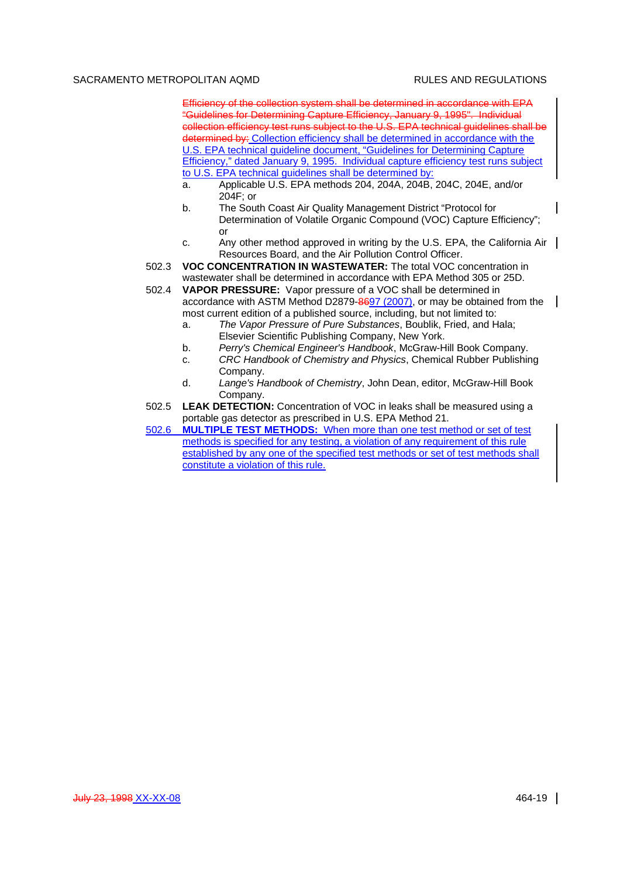~~Efficiency of the collection system shall be determined in accordance with EPA "Guidelines for Determining Capture Efficiency, January 9, 1995". Individual collection efficiency test runs subject to the U.S. EPA technical guidelines shall be determined by:~~ Collection efficiency shall be determined in accordance with the U.S. EPA technical guideline document, "Guidelines for Determining Capture Efficiency," dated January 9, 1995. Individual capture efficiency test runs subject to U.S. EPA technical guidelines shall be determined by:

a. Applicable U.S. EPA methods 204, 204A, 204B, 204C, 204E, and/or 204F; or
b. The South Coast Air Quality Management District "Protocol for Determination of Volatile Organic Compound (VOC) Capture Efficiency"; or
c. Any other method approved in writing by the U.S. EPA, the California Air Resources Board, and the Air Pollution Control Officer.

502.3 **VOC CONCENTRATION IN WASTEWATER:** The total VOC concentration in wastewater shall be determined in accordance with EPA Method 305 or 25D.

502.4 **VAPOR PRESSURE:** Vapor pressure of a VOC shall be determined in accordance with ASTM Method D2879-~~86~~97 (2007), or may be obtained from the most current edition of a published source, including, but not limited to:

a. *The Vapor Pressure of Pure Substances*, Boublik, Fried, and Hala; Elsevier Scientific Publishing Company, New York.
b. *Perry's Chemical Engineer's Handbook*, McGraw-Hill Book Company.
c. *CRC Handbook of Chemistry and Physics*, Chemical Rubber Publishing Company.
d. *Lange's Handbook of Chemistry*, John Dean, editor, McGraw-Hill Book Company.

502.5 **LEAK DETECTION:** Concentration of VOC in leaks shall be measured using a portable gas detector as prescribed in U.S. EPA Method 21.

502.6 **MULTIPLE TEST METHODS:** When more than one test method or set of test methods is specified for any testing, a violation of any requirement of this rule established by any one of the specified test methods or set of test methods shall constitute a violation of this rule.